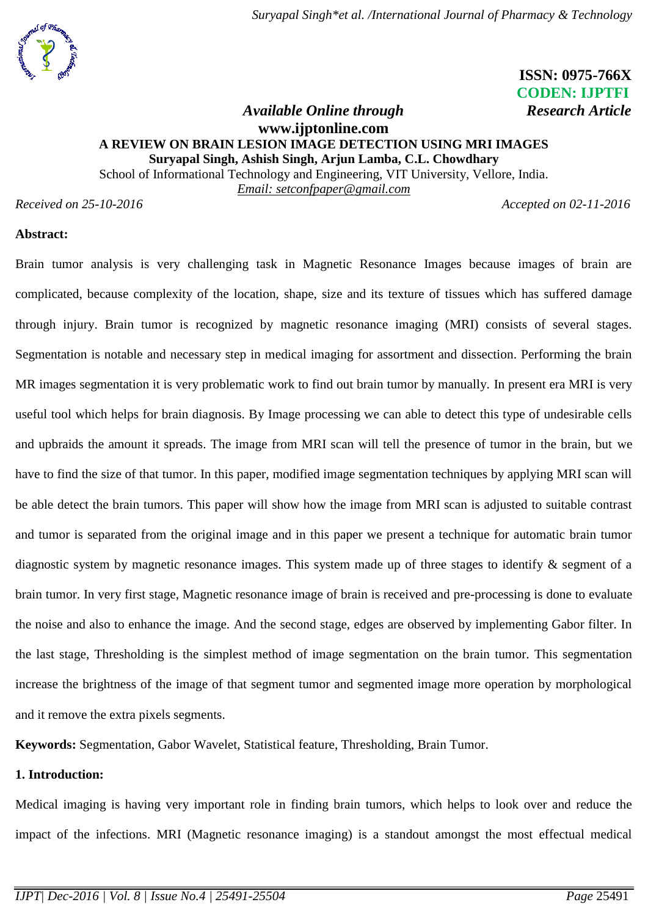ISSN: 0975-766X
CODEN: IJPTFI

*Available Online through* *Research Article*

**www.ijptonline.com**

# A REVIEW ON BRAIN LESION IMAGE DETECTION USING MRI IMAGES

**Suryapal Singh, Ashish Singh, Arjun Lamba, C.L. Chowdhary**

School of Informational Technology and Engineering, VIT University, Vellore, India.

*Email: setconfpaper@gmail.com*

*Received on 25-10-2016* *Accepted on 02-11-2016*

## Abstract:

Brain tumor analysis is very challenging task in Magnetic Resonance Images because images of brain are complicated, because complexity of the location, shape, size and its texture of tissues which has suffered damage through injury. Brain tumor is recognized by magnetic resonance imaging (MRI) consists of several stages. Segmentation is notable and necessary step in medical imaging for assortment and dissection. Performing the brain MR images segmentation it is very problematic work to find out brain tumor by manually. In present era MRI is very useful tool which helps for brain diagnosis. By Image processing we can able to detect this type of undesirable cells and upbraids the amount it spreads. The image from MRI scan will tell the presence of tumor in the brain, but we have to find the size of that tumor. In this paper, modified image segmentation techniques by applying MRI scan will be able detect the brain tumors. This paper will show how the image from MRI scan is adjusted to suitable contrast and tumor is separated from the original image and in this paper we present a technique for automatic brain tumor diagnostic system by magnetic resonance images. This system made up of three stages to identify & segment of a brain tumor. In very first stage, Magnetic resonance image of brain is received and pre-processing is done to evaluate the noise and also to enhance the image. And the second stage, edges are observed by implementing Gabor filter. In the last stage, Thresholding is the simplest method of image segmentation on the brain tumor. This segmentation increase the brightness of the image of that segment tumor and segmented image more operation by morphological and it remove the extra pixels segments.

**Keywords:** Segmentation, Gabor Wavelet, Statistical feature, Thresholding, Brain Tumor.

## 1. Introduction:

Medical imaging is having very important role in finding brain tumors, which helps to look over and reduce the impact of the infections. MRI (Magnetic resonance imaging) is a standout amongst the most effectual medical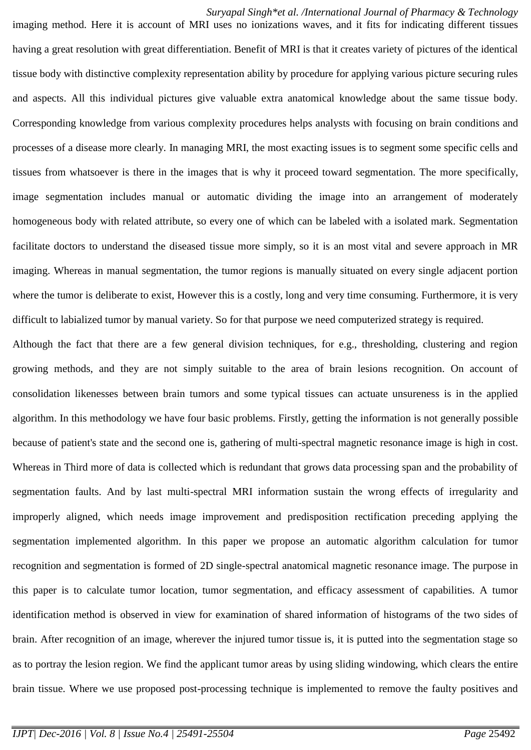imaging method. Here it is account of MRI uses no ionizations waves, and it fits for indicating different tissues having a great resolution with great differentiation. Benefit of MRI is that it creates variety of pictures of the identical tissue body with distinctive complexity representation ability by procedure for applying various picture securing rules and aspects. All this individual pictures give valuable extra anatomical knowledge about the same tissue body. Corresponding knowledge from various complexity procedures helps analysts with focusing on brain conditions and processes of a disease more clearly. In managing MRI, the most exacting issues is to segment some specific cells and tissues from whatsoever is there in the images that is why it proceed toward segmentation. The more specifically, image segmentation includes manual or automatic dividing the image into an arrangement of moderately homogeneous body with related attribute, so every one of which can be labeled with a isolated mark. Segmentation facilitate doctors to understand the diseased tissue more simply, so it is an most vital and severe approach in MR imaging. Whereas in manual segmentation, the tumor regions is manually situated on every single adjacent portion where the tumor is deliberate to exist, However this is a costly, long and very time consuming. Furthermore, it is very difficult to labialized tumor by manual variety. So for that purpose we need computerized strategy is required.

Although the fact that there are a few general division techniques, for e.g., thresholding, clustering and region growing methods, and they are not simply suitable to the area of brain lesions recognition. On account of consolidation likenesses between brain tumors and some typical tissues can actuate unsureness is in the applied algorithm. In this methodology we have four basic problems. Firstly, getting the information is not generally possible because of patient's state and the second one is, gathering of multi-spectral magnetic resonance image is high in cost. Whereas in Third more of data is collected which is redundant that grows data processing span and the probability of segmentation faults. And by last multi-spectral MRI information sustain the wrong effects of irregularity and improperly aligned, which needs image improvement and predisposition rectification preceding applying the segmentation implemented algorithm. In this paper we propose an automatic algorithm calculation for tumor recognition and segmentation is formed of 2D single-spectral anatomical magnetic resonance image. The purpose in this paper is to calculate tumor location, tumor segmentation, and efficacy assessment of capabilities. A tumor identification method is observed in view for examination of shared information of histograms of the two sides of brain. After recognition of an image, wherever the injured tumor tissue is, it is putted into the segmentation stage so as to portray the lesion region. We find the applicant tumor areas by using sliding windowing, which clears the entire brain tissue. Where we use proposed post-processing technique is implemented to remove the faulty positives and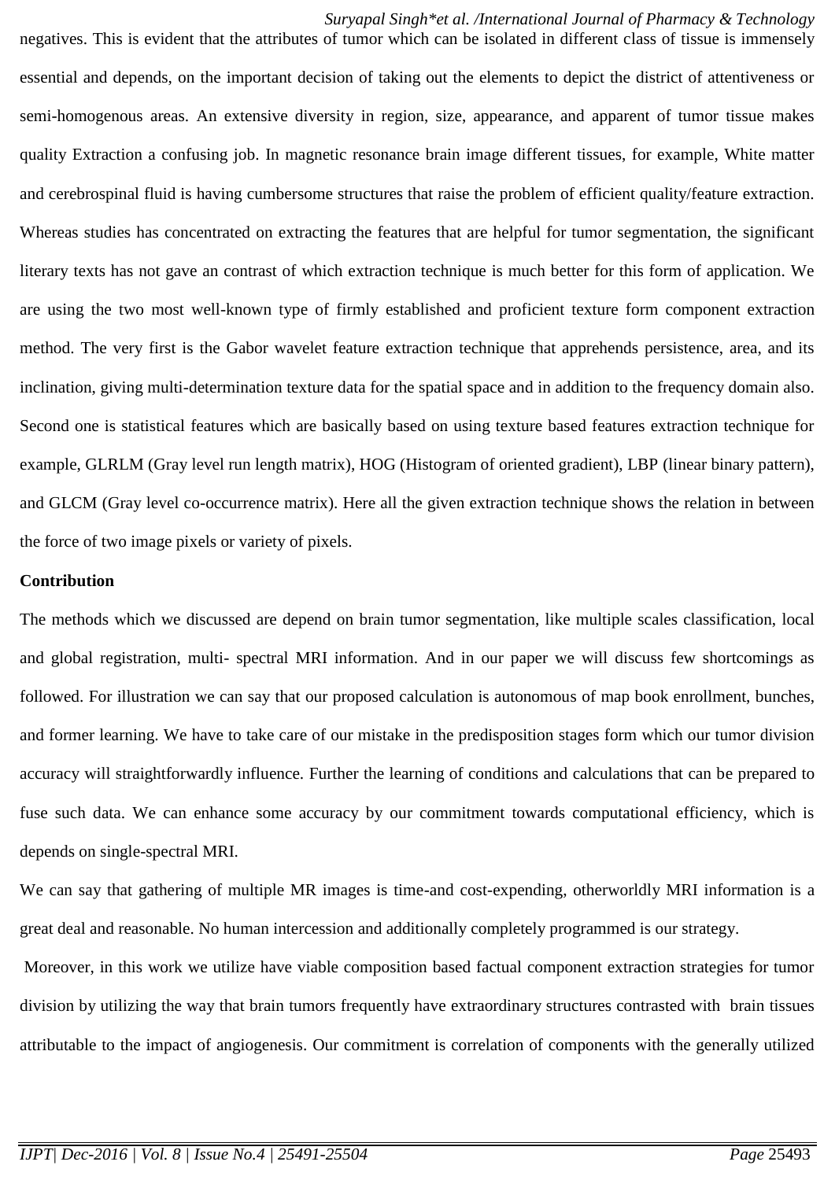negatives. This is evident that the attributes of tumor which can be isolated in different class of tissue is immensely essential and depends, on the important decision of taking out the elements to depict the district of attentiveness or semi-homogenous areas. An extensive diversity in region, size, appearance, and apparent of tumor tissue makes quality Extraction a confusing job. In magnetic resonance brain image different tissues, for example, White matter and cerebrospinal fluid is having cumbersome structures that raise the problem of efficient quality/feature extraction. Whereas studies has concentrated on extracting the features that are helpful for tumor segmentation, the significant literary texts has not gave an contrast of which extraction technique is much better for this form of application. We are using the two most well-known type of firmly established and proficient texture form component extraction method. The very first is the Gabor wavelet feature extraction technique that apprehends persistence, area, and its inclination, giving multi-determination texture data for the spatial space and in addition to the frequency domain also. Second one is statistical features which are basically based on using texture based features extraction technique for example, GLRLM (Gray level run length matrix), HOG (Histogram of oriented gradient), LBP (linear binary pattern), and GLCM (Gray level co-occurrence matrix). Here all the given extraction technique shows the relation in between the force of two image pixels or variety of pixels.

**Contribution**

The methods which we discussed are depend on brain tumor segmentation, like multiple scales classification, local and global registration, multi- spectral MRI information. And in our paper we will discuss few shortcomings as followed. For illustration we can say that our proposed calculation is autonomous of map book enrollment, bunches, and former learning. We have to take care of our mistake in the predisposition stages form which our tumor division accuracy will straightforwardly influence. Further the learning of conditions and calculations that can be prepared to fuse such data. We can enhance some accuracy by our commitment towards computational efficiency, which is depends on single-spectral MRI.

We can say that gathering of multiple MR images is time-and cost-expending, otherworldly MRI information is a great deal and reasonable. No human intercession and additionally completely programmed is our strategy.

Moreover, in this work we utilize have viable composition based factual component extraction strategies for tumor division by utilizing the way that brain tumors frequently have extraordinary structures contrasted with brain tissues attributable to the impact of angiogenesis. Our commitment is correlation of components with the generally utilized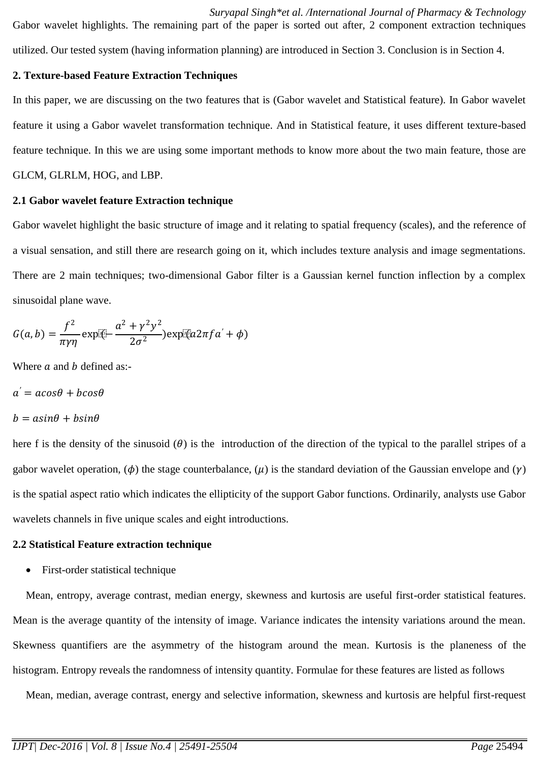Gabor wavelet highlights. The remaining part of the paper is sorted out after, 2 component extraction techniques utilized. Our tested system (having information planning) are introduced in Section 3. Conclusion is in Section 4.

## 2. Texture-based Feature Extraction Techniques

In this paper, we are discussing on the two features that is (Gabor wavelet and Statistical feature). In Gabor wavelet feature it using a Gabor wavelet transformation technique. And in Statistical feature, it uses different texture-based feature technique. In this we are using some important methods to know more about the two main feature, those are GLCM, GLRLM, HOG, and LBP.

### 2.1 Gabor wavelet feature Extraction technique

Gabor wavelet highlight the basic structure of image and it relating to spatial frequency (scales), and the reference of a visual sensation, and still there are research going on it, which includes texture analysis and image segmentations. There are 2 main techniques; two-dimensional Gabor filter is a Gaussian kernel function inflection by a complex sinusoidal plane wave.

$$G(a,b) = \frac{f^2}{\pi\gamma\eta}\exp(-\frac{a^2+\gamma^2 y^2}{2\sigma^2})\exp(a2\pi f a' + \phi)$$

Where $a$ and $b$ defined as:-

$a' = a cos\theta + b cos\theta$

$b = a sin\theta + b sin\theta$

here f is the density of the sinusoid ($\theta$) is the introduction of the direction of the typical to the parallel stripes of a gabor wavelet operation, ($\phi$) the stage counterbalance, ($\mu$) is the standard deviation of the Gaussian envelope and ($\gamma$) is the spatial aspect ratio which indicates the ellipticity of the support Gabor functions. Ordinarily, analysts use Gabor wavelets channels in five unique scales and eight introductions.

### 2.2 Statistical Feature extraction technique

- First-order statistical technique

Mean, entropy, average contrast, median energy, skewness and kurtosis are useful first-order statistical features. Mean is the average quantity of the intensity of image. Variance indicates the intensity variations around the mean. Skewness quantifiers are the asymmetry of the histogram around the mean. Kurtosis is the planeness of the histogram. Entropy reveals the randomness of intensity quantity. Formulae for these features are listed as follows

Mean, median, average contrast, energy and selective information, skewness and kurtosis are helpful first-request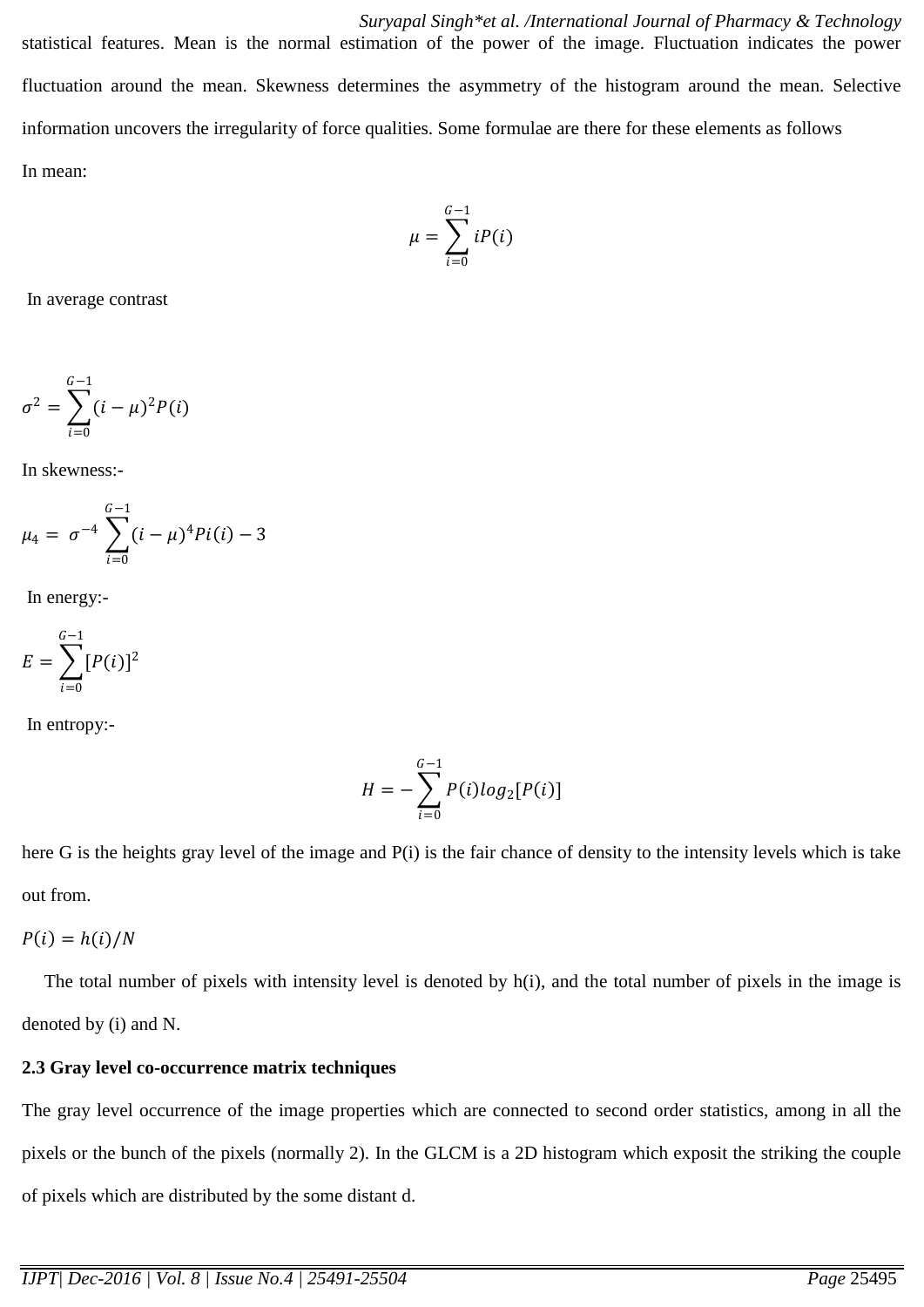statistical features. Mean is the normal estimation of the power of the image. Fluctuation indicates the power fluctuation around the mean. Skewness determines the asymmetry of the histogram around the mean. Selective information uncovers the irregularity of force qualities. Some formulae are there for these elements as follows

In mean:

$$\mu = \sum_{i=0}^{G-1} iP(i)$$

In average contrast

$$\sigma^2 = \sum_{i=0}^{G-1} (i-\mu)^2 P(i)$$

In skewness:-

$$\mu_4 = \sigma^{-4} \sum_{i=0}^{G-1} (i-\mu)^4 Pi(i) - 3$$

In energy:-

$$E = \sum_{i=0}^{G-1} [P(i)]^2$$

In entropy:-

$$H = -\sum_{i=0}^{G-1} P(i) log_2[P(i)]$$

here G is the heights gray level of the image and P(i) is the fair chance of density to the intensity levels which is take out from.

$P(i) = h(i)/N$

The total number of pixels with intensity level is denoted by h(i), and the total number of pixels in the image is denoted by (i) and N.

**2.3 Gray level co-occurrence matrix techniques**

The gray level occurrence of the image properties which are connected to second order statistics, among in all the pixels or the bunch of the pixels (normally 2). In the GLCM is a 2D histogram which exposit the striking the couple of pixels which are distributed by the some distant d.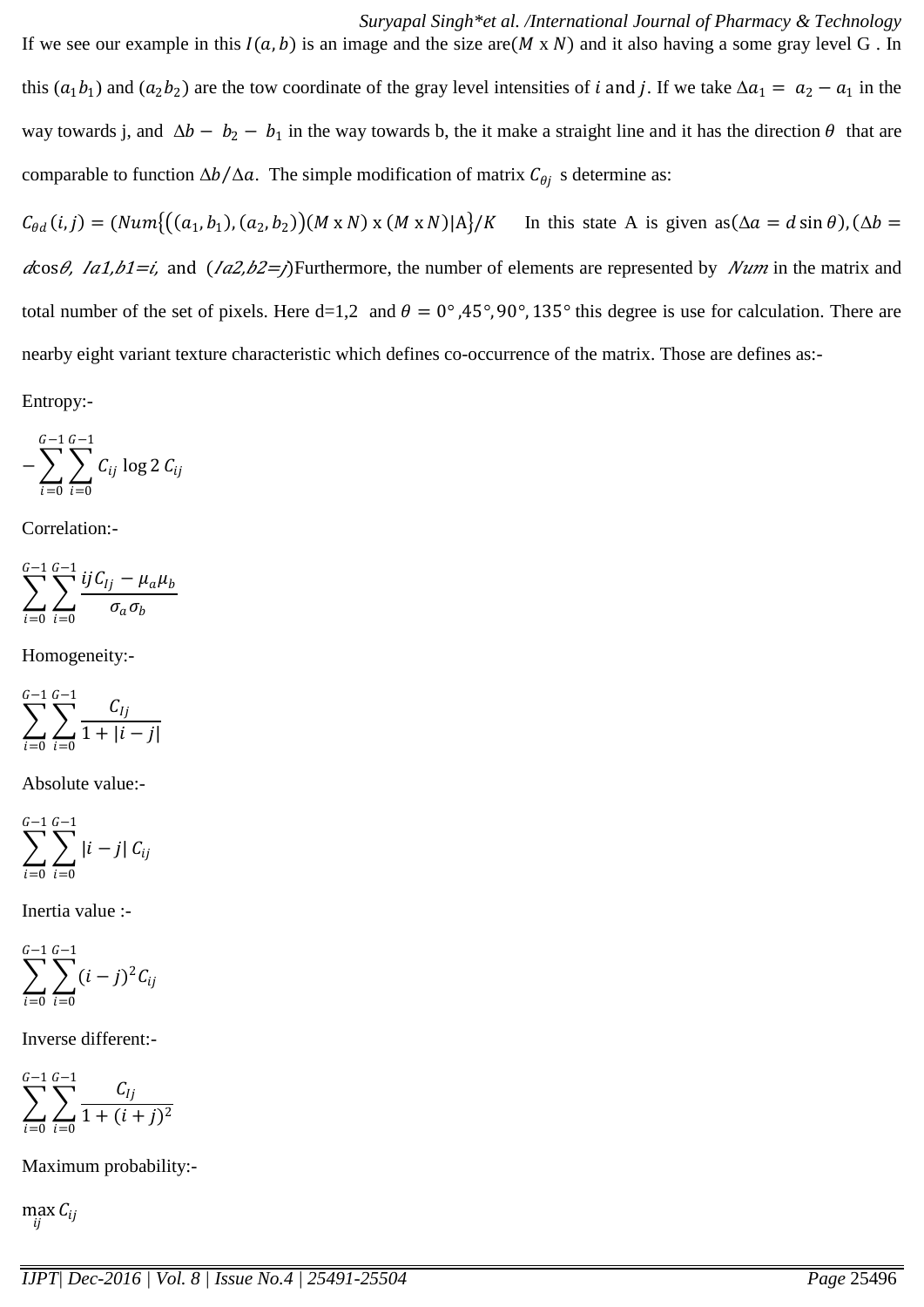If we see our example in this $I(a,b)$ is an image and the size are$(M \text{ x } N)$ and it also having a some gray level G . In this $(a_1 b_1)$ and $(a_2 b_2)$ are the tow coordinate of the gray level intensities of $i$ and $j$. If we take $\Delta a_1 = a_2 - a_1$ in the way towards j, and $\Delta b - b_2 - b_1$ in the way towards b, the it make a straight line and it has the direction $\theta$ that are comparable to function $\Delta b / \Delta a$. The simple modification of matrix $C_{\theta j}$ s determine as:

$C_{\theta d}(i,j) = (Num\{((a_1, b_1), (a_2, b_2))(M \text{ x } N) \text{ x } (M \text{ x } N)|\text{A}\}/K$ In this state A is given as$(\Delta a = d \sin\theta)$, $(\Delta b = d\cos\theta$, $Ia1,b1=i$, and $(Ia2,b2=j)$Furthermore, the number of elements are represented by *Num* in the matrix and total number of the set of pixels. Here d=1,2 and $\theta = 0°, 45°, 90°, 135°$ this degree is use for calculation. There are nearby eight variant texture characteristic which defines co-occurrence of the matrix. Those are defines as:-

Entropy:-

$$-\sum_{i=0}^{G-1}\sum_{i=0}^{G-1} C_{ij} \log 2\, C_{ij}$$

Correlation:-

$$\sum_{i=0}^{G-1}\sum_{i=0}^{G-1} \frac{ijC_{Ij} - \mu_a \mu_b}{\sigma_a \sigma_b}$$

Homogeneity:-

$$\sum_{i=0}^{G-1}\sum_{i=0}^{G-1} \frac{C_{Ij}}{1 + |i-j|}$$

Absolute value:-

$$\sum_{i=0}^{G-1}\sum_{i=0}^{G-1} |i-j|\, C_{ij}$$

Inertia value :-

$$\sum_{i=0}^{G-1}\sum_{i=0}^{G-1} (i-j)^2 C_{ij}$$

Inverse different:-

$$\sum_{i=0}^{G-1}\sum_{i=0}^{G-1} \frac{C_{Ij}}{1 + (i+j)^2}$$

Maximum probability:-

$$\max_{ij} C_{ij}$$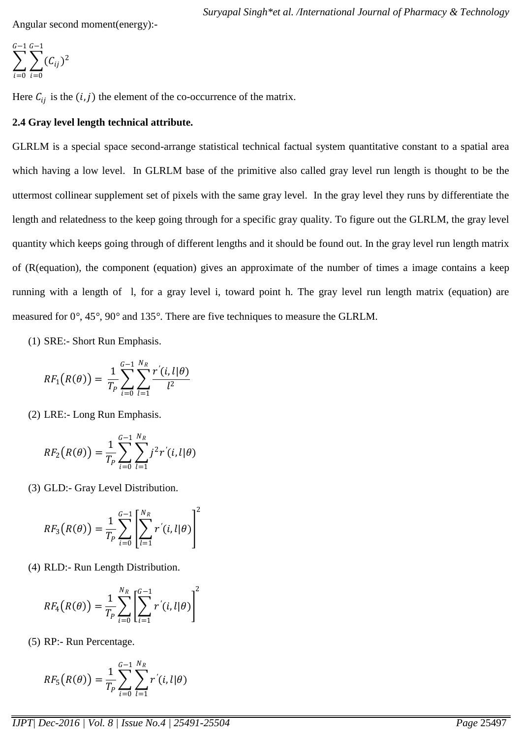Angular second moment(energy):-

$$\sum_{i=0}^{G-1}\sum_{i=0}^{G-1}(C_{ij})^2$$

Here $C_{ij}$ is the $(i,j)$ the element of the co-occurrence of the matrix.

**2.4 Gray level length technical attribute.**

GLRLM is a special space second-arrange statistical technical factual system quantitative constant to a spatial area which having a low level. In GLRLM base of the primitive also called gray level run length is thought to be the uttermost collinear supplement set of pixels with the same gray level. In the gray level they runs by differentiate the length and relatedness to the keep going through for a specific gray quality. To figure out the GLRLM, the gray level quantity which keeps going through of different lengths and it should be found out. In the gray level run length matrix of (R(equation), the component (equation) gives an approximate of the number of times a image contains a keep running with a length of l, for a gray level i, toward point h. The gray level run length matrix (equation) are measured for 0°, 45°, 90° and 135°. There are five techniques to measure the GLRLM.

(1) SRE:- Short Run Emphasis.

$$RF_1(R(\theta)) = \frac{1}{T_P}\sum_{i=0}^{G-1}\sum_{l=1}^{N_R}\frac{r'(i,l|\theta)}{l^2}$$

(2) LRE:- Long Run Emphasis.

$$RF_2(R(\theta)) = \frac{1}{T_P}\sum_{i=0}^{G-1}\sum_{l=1}^{N_R} j^2 r'(i,l|\theta)$$

(3) GLD:- Gray Level Distribution.

$$RF_3(R(\theta)) = \frac{1}{T_P}\sum_{i=0}^{G-1}\left[\sum_{l=1}^{N_R} r'(i,l|\theta)\right]^2$$

(4) RLD:- Run Length Distribution.

$$RF_4(R(\theta)) = \frac{1}{T_P}\sum_{i=0}^{N_R}\left[\sum_{i=1}^{G-1} r'(i,l|\theta)\right]^2$$

(5) RP:- Run Percentage.

$$RF_5(R(\theta)) = \frac{1}{T_P}\sum_{i=0}^{G-1}\sum_{l=1}^{N_R} r'(i,l|\theta)$$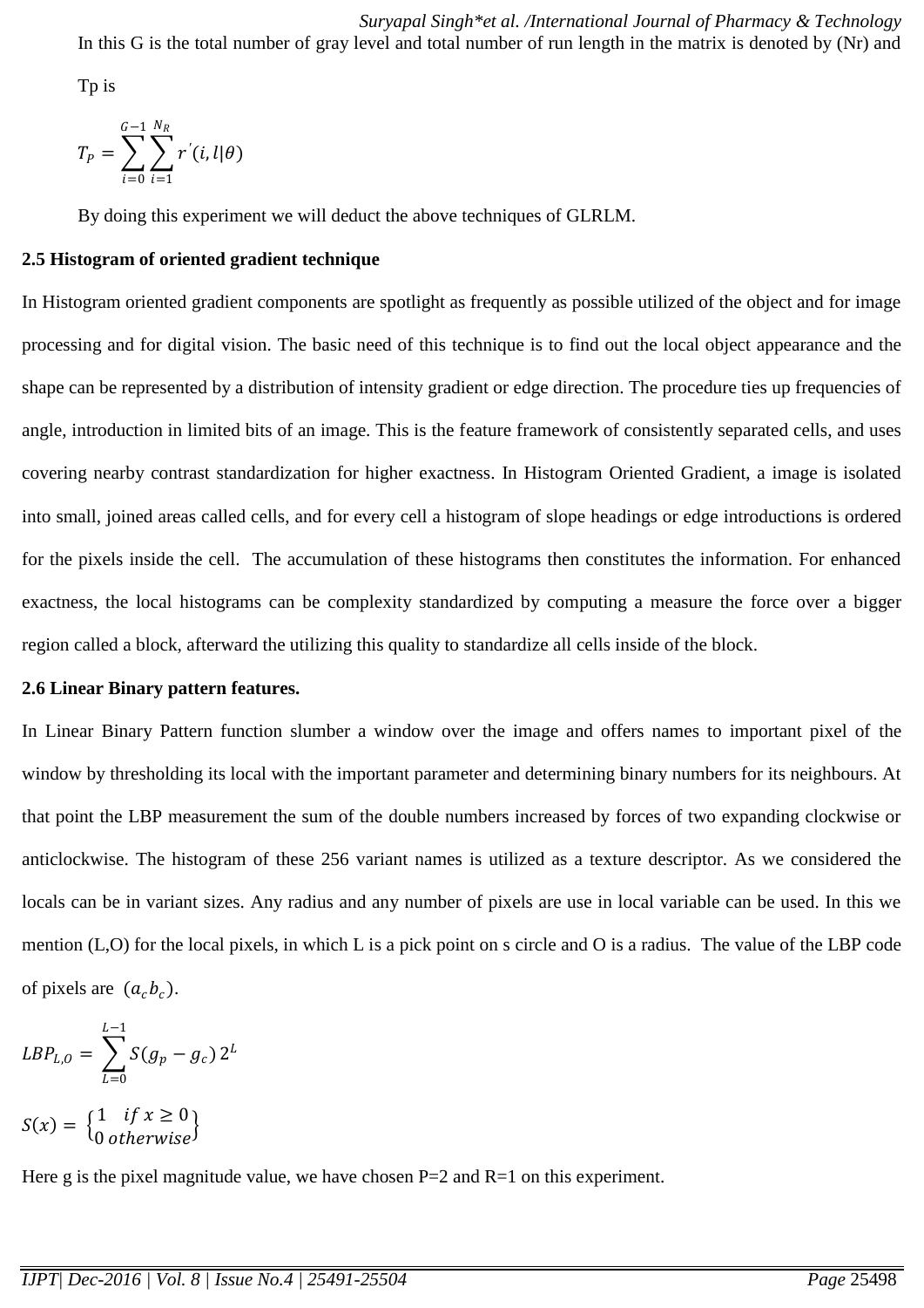In this G is the total number of gray level and total number of run length in the matrix is denoted by (Nr) and Tp is

$$T_P = \sum_{i=0}^{G-1} \sum_{i=1}^{N_R} r^{'}(i, l|\theta)$$

By doing this experiment we will deduct the above techniques of GLRLM.

### 2.5 Histogram of oriented gradient technique

In Histogram oriented gradient components are spotlight as frequently as possible utilized of the object and for image processing and for digital vision. The basic need of this technique is to find out the local object appearance and the shape can be represented by a distribution of intensity gradient or edge direction. The procedure ties up frequencies of angle, introduction in limited bits of an image. This is the feature framework of consistently separated cells, and uses covering nearby contrast standardization for higher exactness. In Histogram Oriented Gradient, a image is isolated into small, joined areas called cells, and for every cell a histogram of slope headings or edge introductions is ordered for the pixels inside the cell. The accumulation of these histograms then constitutes the information. For enhanced exactness, the local histograms can be complexity standardized by computing a measure the force over a bigger region called a block, afterward the utilizing this quality to standardize all cells inside of the block.

### 2.6 Linear Binary pattern features.

In Linear Binary Pattern function slumber a window over the image and offers names to important pixel of the window by thresholding its local with the important parameter and determining binary numbers for its neighbours. At that point the LBP measurement the sum of the double numbers increased by forces of two expanding clockwise or anticlockwise. The histogram of these 256 variant names is utilized as a texture descriptor. As we considered the locals can be in variant sizes. Any radius and any number of pixels are use in local variable can be used. In this we mention (L,O) for the local pixels, in which L is a pick point on s circle and O is a radius. The value of the LBP code of pixels are $(a_c b_c)$.

$$LBP_{L,O} = \sum_{L=0}^{L-1} S(g_p - g_c)\, 2^L$$

$$S(x) = \begin{Bmatrix} 1 & if\ x \geq 0 \\ 0 & otherwise \end{Bmatrix}$$

Here g is the pixel magnitude value, we have chosen P=2 and R=1 on this experiment.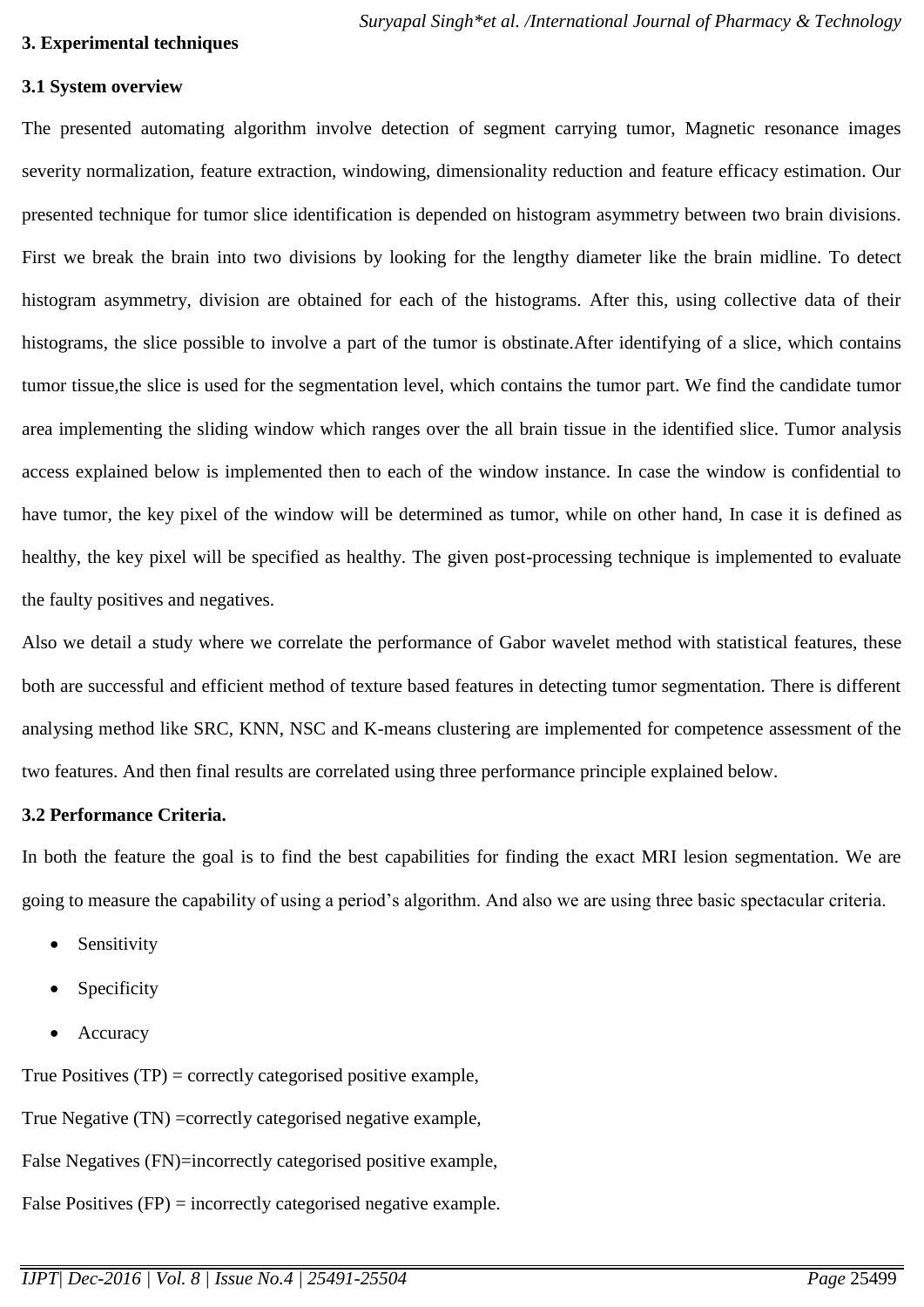## 3. Experimental techniques

### 3.1 System overview

The presented automating algorithm involve detection of segment carrying tumor, Magnetic resonance images severity normalization, feature extraction, windowing, dimensionality reduction and feature efficacy estimation. Our presented technique for tumor slice identification is depended on histogram asymmetry between two brain divisions. First we break the brain into two divisions by looking for the lengthy diameter like the brain midline. To detect histogram asymmetry, division are obtained for each of the histograms. After this, using collective data of their histograms, the slice possible to involve a part of the tumor is obstinate.After identifying of a slice, which contains tumor tissue,the slice is used for the segmentation level, which contains the tumor part. We find the candidate tumor area implementing the sliding window which ranges over the all brain tissue in the identified slice. Tumor analysis access explained below is implemented then to each of the window instance. In case the window is confidential to have tumor, the key pixel of the window will be determined as tumor, while on other hand, In case it is defined as healthy, the key pixel will be specified as healthy. The given post-processing technique is implemented to evaluate the faulty positives and negatives.

Also we detail a study where we correlate the performance of Gabor wavelet method with statistical features, these both are successful and efficient method of texture based features in detecting tumor segmentation. There is different analysing method like SRC, KNN, NSC and K-means clustering are implemented for competence assessment of the two features. And then final results are correlated using three performance principle explained below.

### 3.2 Performance Criteria.

In both the feature the goal is to find the best capabilities for finding the exact MRI lesion segmentation. We are going to measure the capability of using a period's algorithm. And also we are using three basic spectacular criteria.

- Sensitivity
- Specificity
- Accuracy

True Positives (TP) = correctly categorised positive example,

True Negative (TN) =correctly categorised negative example,

False Negatives (FN)=incorrectly categorised positive example,

False Positives (FP) = incorrectly categorised negative example.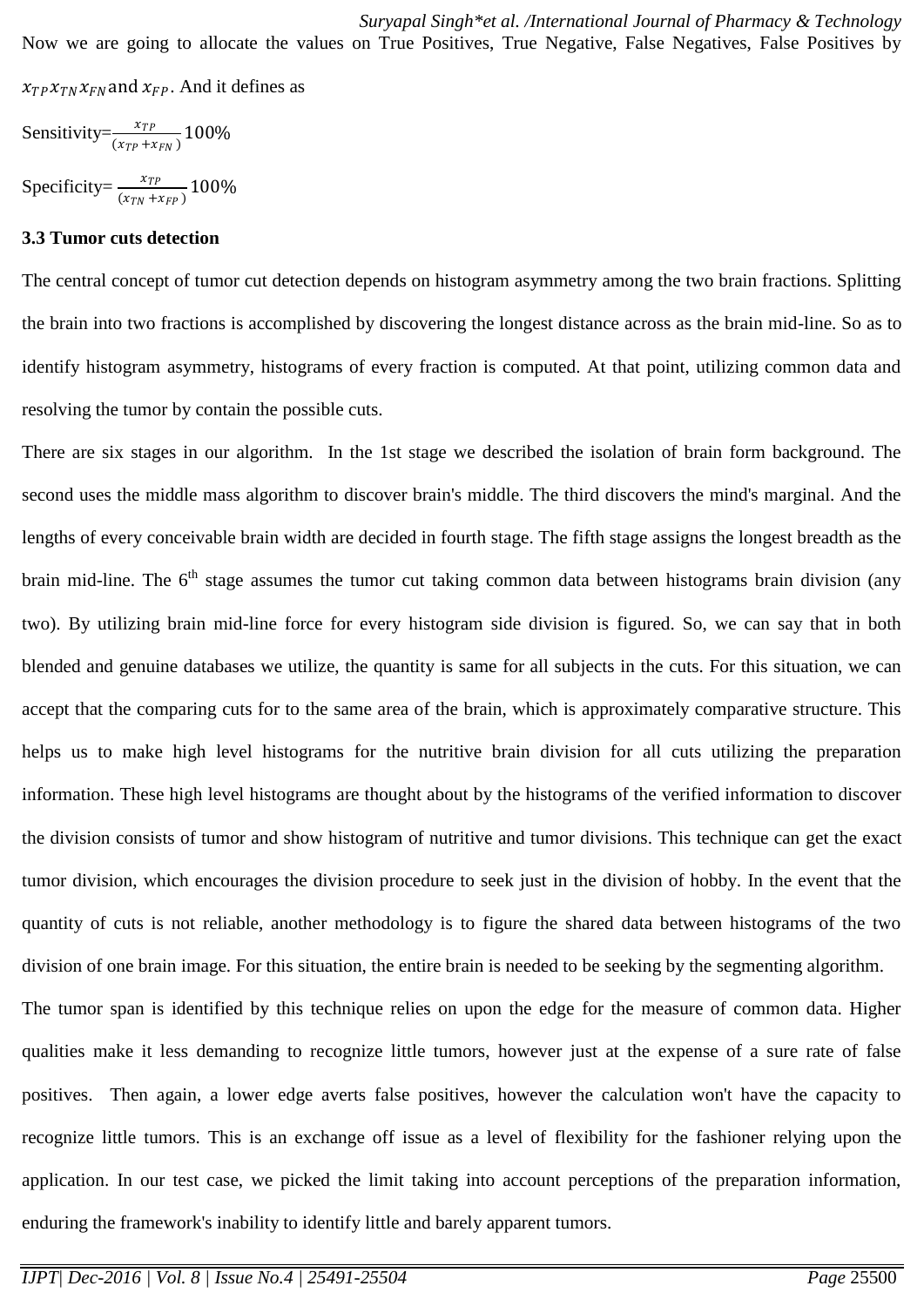Now we are going to allocate the values on True Positives, True Negative, False Negatives, False Positives by $x_{TP} x_{TN} x_{FN}$ and $x_{FP}$. And it defines as

Sensitivity=$\frac{x_{TP}}{(x_{TP}+x_{FN})}100\%$

Specificity= $\frac{x_{TP}}{(x_{TN}+x_{FP})}100\%$

### 3.3 Tumor cuts detection

The central concept of tumor cut detection depends on histogram asymmetry among the two brain fractions. Splitting the brain into two fractions is accomplished by discovering the longest distance across as the brain mid-line. So as to identify histogram asymmetry, histograms of every fraction is computed. At that point, utilizing common data and resolving the tumor by contain the possible cuts.

There are six stages in our algorithm. In the 1st stage we described the isolation of brain form background. The second uses the middle mass algorithm to discover brain's middle. The third discovers the mind's marginal. And the lengths of every conceivable brain width are decided in fourth stage. The fifth stage assigns the longest breadth as the brain mid-line. The 6$^{th}$ stage assumes the tumor cut taking common data between histograms brain division (any two). By utilizing brain mid-line force for every histogram side division is figured. So, we can say that in both blended and genuine databases we utilize, the quantity is same for all subjects in the cuts. For this situation, we can accept that the comparing cuts for to the same area of the brain, which is approximately comparative structure. This helps us to make high level histograms for the nutritive brain division for all cuts utilizing the preparation information. These high level histograms are thought about by the histograms of the verified information to discover the division consists of tumor and show histogram of nutritive and tumor divisions. This technique can get the exact tumor division, which encourages the division procedure to seek just in the division of hobby. In the event that the quantity of cuts is not reliable, another methodology is to figure the shared data between histograms of the two division of one brain image. For this situation, the entire brain is needed to be seeking by the segmenting algorithm.

The tumor span is identified by this technique relies on upon the edge for the measure of common data. Higher qualities make it less demanding to recognize little tumors, however just at the expense of a sure rate of false positives. Then again, a lower edge averts false positives, however the calculation won't have the capacity to recognize little tumors. This is an exchange off issue as a level of flexibility for the fashioner relying upon the application. In our test case, we picked the limit taking into account perceptions of the preparation information, enduring the framework's inability to identify little and barely apparent tumors.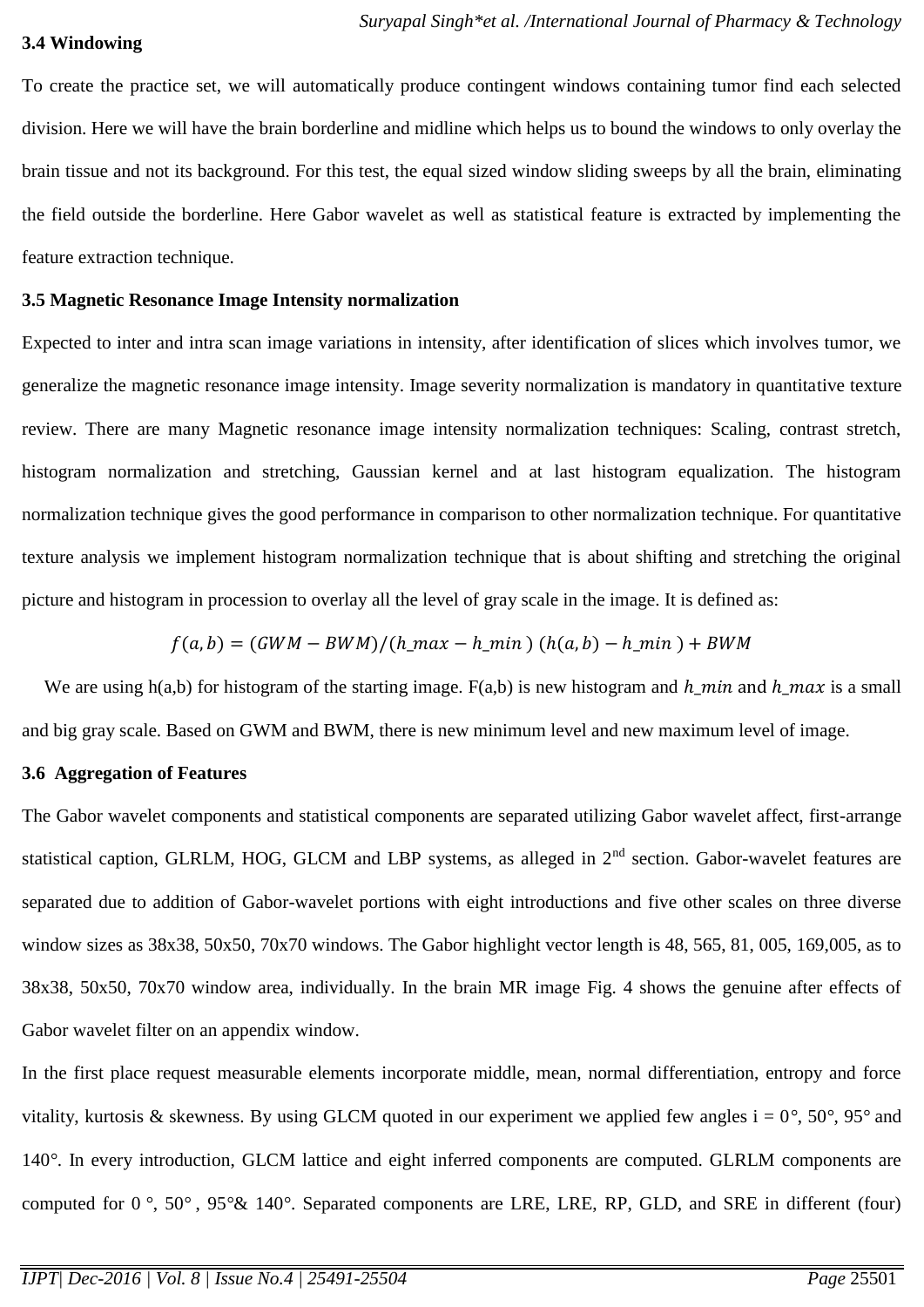### 3.4 Windowing

To create the practice set, we will automatically produce contingent windows containing tumor find each selected division. Here we will have the brain borderline and midline which helps us to bound the windows to only overlay the brain tissue and not its background. For this test, the equal sized window sliding sweeps by all the brain, eliminating the field outside the borderline. Here Gabor wavelet as well as statistical feature is extracted by implementing the feature extraction technique.

### 3.5 Magnetic Resonance Image Intensity normalization

Expected to inter and intra scan image variations in intensity, after identification of slices which involves tumor, we generalize the magnetic resonance image intensity. Image severity normalization is mandatory in quantitative texture review. There are many Magnetic resonance image intensity normalization techniques: Scaling, contrast stretch, histogram normalization and stretching, Gaussian kernel and at last histogram equalization. The histogram normalization technique gives the good performance in comparison to other normalization technique. For quantitative texture analysis we implement histogram normalization technique that is about shifting and stretching the original picture and histogram in procession to overlay all the level of gray scale in the image. It is defined as:

$$f(a,b) = (GWM - BWM)/(h\_max - h\_min)\ (h(a,b) - h\_min) + BWM$$

We are using h(a,b) for histogram of the starting image. F(a,b) is new histogram and $h\_min$ and $h\_max$ is a small and big gray scale. Based on GWM and BWM, there is new minimum level and new maximum level of image.

### 3.6 Aggregation of Features

The Gabor wavelet components and statistical components are separated utilizing Gabor wavelet affect, first-arrange statistical caption, GLRLM, HOG, GLCM and LBP systems, as alleged in 2nd section. Gabor-wavelet features are separated due to addition of Gabor-wavelet portions with eight introductions and five other scales on three diverse window sizes as 38x38, 50x50, 70x70 windows. The Gabor highlight vector length is 48, 565, 81, 005, 169,005, as to 38x38, 50x50, 70x70 window area, individually. In the brain MR image Fig. 4 shows the genuine after effects of Gabor wavelet filter on an appendix window.

In the first place request measurable elements incorporate middle, mean, normal differentiation, entropy and force vitality, kurtosis & skewness. By using GLCM quoted in our experiment we applied few angles i = 0°, 50°, 95° and 140°. In every introduction, GLCM lattice and eight inferred components are computed. GLRLM components are computed for 0 °, 50° , 95°& 140°. Separated components are LRE, LRE, RP, GLD, and SRE in different (four)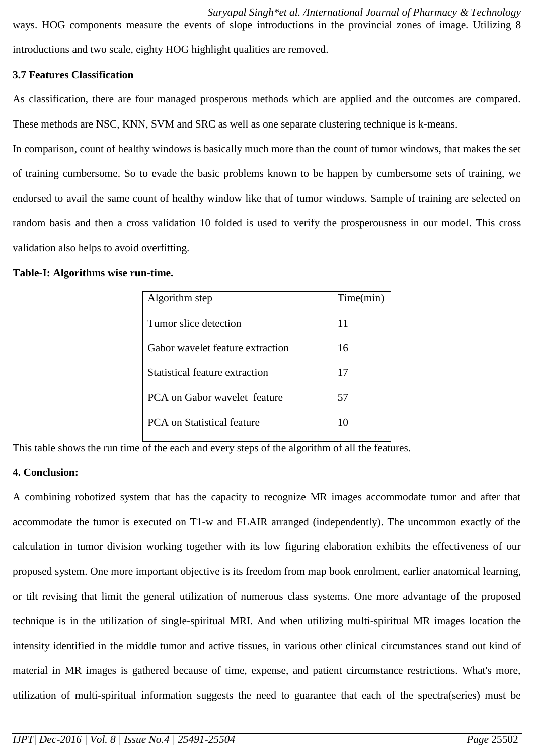ways. HOG components measure the events of slope introductions in the provincial zones of image. Utilizing 8 introductions and two scale, eighty HOG highlight qualities are removed.

### 3.7 Features Classification

As classification, there are four managed prosperous methods which are applied and the outcomes are compared. These methods are NSC, KNN, SVM and SRC as well as one separate clustering technique is k-means.

In comparison, count of healthy windows is basically much more than the count of tumor windows, that makes the set of training cumbersome. So to evade the basic problems known to be happen by cumbersome sets of training, we endorsed to avail the same count of healthy window like that of tumor windows. Sample of training are selected on random basis and then a cross validation 10 folded is used to verify the prosperousness in our model. This cross validation also helps to avoid overfitting.

**Table-I: Algorithms wise run-time.**

| Algorithm step | Time(min) |
|---|---|
| Tumor slice detection | 11 |
| Gabor wavelet feature extraction | 16 |
| Statistical feature extraction | 17 |
| PCA on Gabor wavelet feature | 57 |
| PCA on Statistical feature | 10 |

This table shows the run time of the each and every steps of the algorithm of all the features.

## 4. Conclusion:

A combining robotized system that has the capacity to recognize MR images accommodate tumor and after that accommodate the tumor is executed on T1-w and FLAIR arranged (independently). The uncommon exactly of the calculation in tumor division working together with its low figuring elaboration exhibits the effectiveness of our proposed system. One more important objective is its freedom from map book enrolment, earlier anatomical learning, or tilt revising that limit the general utilization of numerous class systems. One more advantage of the proposed technique is in the utilization of single-spiritual MRI. And when utilizing multi-spiritual MR images location the intensity identified in the middle tumor and active tissues, in various other clinical circumstances stand out kind of material in MR images is gathered because of time, expense, and patient circumstance restrictions. What's more, utilization of multi-spiritual information suggests the need to guarantee that each of the spectra(series) must be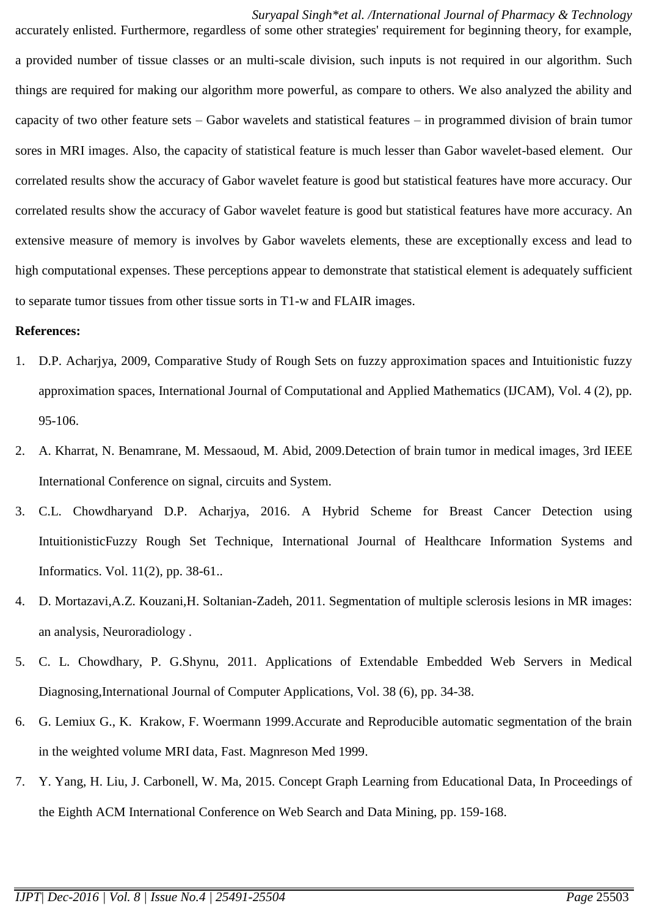accurately enlisted. Furthermore, regardless of some other strategies' requirement for beginning theory, for example, a provided number of tissue classes or an multi-scale division, such inputs is not required in our algorithm. Such things are required for making our algorithm more powerful, as compare to others. We also analyzed the ability and capacity of two other feature sets – Gabor wavelets and statistical features – in programmed division of brain tumor sores in MRI images. Also, the capacity of statistical feature is much lesser than Gabor wavelet-based element. Our correlated results show the accuracy of Gabor wavelet feature is good but statistical features have more accuracy. Our correlated results show the accuracy of Gabor wavelet feature is good but statistical features have more accuracy. An extensive measure of memory is involves by Gabor wavelets elements, these are exceptionally excess and lead to high computational expenses. These perceptions appear to demonstrate that statistical element is adequately sufficient to separate tumor tissues from other tissue sorts in T1-w and FLAIR images.

**References:**

1. D.P. Acharjya, 2009, Comparative Study of Rough Sets on fuzzy approximation spaces and Intuitionistic fuzzy approximation spaces, International Journal of Computational and Applied Mathematics (IJCAM), Vol. 4 (2), pp. 95-106.
2. A. Kharrat, N. Benamrane, M. Messaoud, M. Abid, 2009.Detection of brain tumor in medical images, 3rd IEEE International Conference on signal, circuits and System.
3. C.L. Chowdharyand D.P. Acharjya, 2016. A Hybrid Scheme for Breast Cancer Detection using IntuitionisticFuzzy Rough Set Technique, International Journal of Healthcare Information Systems and Informatics. Vol. 11(2), pp. 38-61..
4. D. Mortazavi,A.Z. Kouzani,H. Soltanian-Zadeh, 2011. Segmentation of multiple sclerosis lesions in MR images: an analysis, Neuroradiology .
5. C. L. Chowdhary, P. G.Shynu, 2011. Applications of Extendable Embedded Web Servers in Medical Diagnosing,International Journal of Computer Applications, Vol. 38 (6), pp. 34-38.
6. G. Lemiux G., K. Krakow, F. Woermann 1999.Accurate and Reproducible automatic segmentation of the brain in the weighted volume MRI data, Fast. Magnreson Med 1999.
7. Y. Yang, H. Liu, J. Carbonell, W. Ma, 2015. Concept Graph Learning from Educational Data, In Proceedings of the Eighth ACM International Conference on Web Search and Data Mining, pp. 159-168.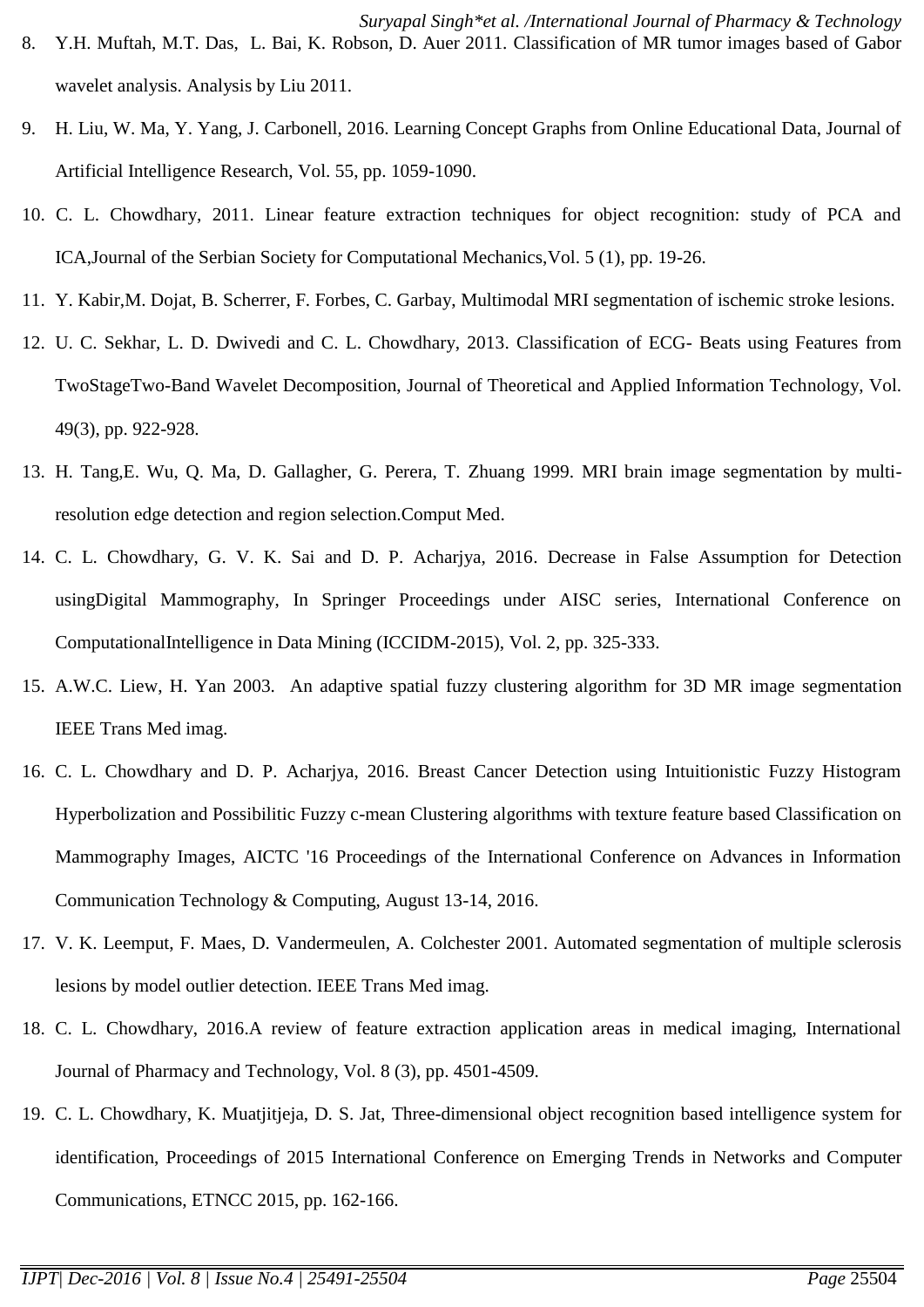8. Y.H. Muftah, M.T. Das, L. Bai, K. Robson, D. Auer 2011. Classification of MR tumor images based of Gabor wavelet analysis. Analysis by Liu 2011.
9. H. Liu, W. Ma, Y. Yang, J. Carbonell, 2016. Learning Concept Graphs from Online Educational Data, Journal of Artificial Intelligence Research, Vol. 55, pp. 1059-1090.
10. C. L. Chowdhary, 2011. Linear feature extraction techniques for object recognition: study of PCA and ICA,Journal of the Serbian Society for Computational Mechanics,Vol. 5 (1), pp. 19-26.
11. Y. Kabir,M. Dojat, B. Scherrer, F. Forbes, C. Garbay, Multimodal MRI segmentation of ischemic stroke lesions.
12. U. C. Sekhar, L. D. Dwivedi and C. L. Chowdhary, 2013. Classification of ECG- Beats using Features from TwoStageTwo-Band Wavelet Decomposition, Journal of Theoretical and Applied Information Technology, Vol. 49(3), pp. 922-928.
13. H. Tang,E. Wu, Q. Ma, D. Gallagher, G. Perera, T. Zhuang 1999. MRI brain image segmentation by multi-resolution edge detection and region selection.Comput Med.
14. C. L. Chowdhary, G. V. K. Sai and D. P. Acharjya, 2016. Decrease in False Assumption for Detection usingDigital Mammography, In Springer Proceedings under AISC series, International Conference on ComputationalIntelligence in Data Mining (ICCIDM-2015), Vol. 2, pp. 325-333.
15. A.W.C. Liew, H. Yan 2003. An adaptive spatial fuzzy clustering algorithm for 3D MR image segmentation IEEE Trans Med imag.
16. C. L. Chowdhary and D. P. Acharjya, 2016. Breast Cancer Detection using Intuitionistic Fuzzy Histogram Hyperbolization and Possibilitic Fuzzy c-mean Clustering algorithms with texture feature based Classification on Mammography Images, AICTC '16 Proceedings of the International Conference on Advances in Information Communication Technology & Computing, August 13-14, 2016.
17. V. K. Leemput, F. Maes, D. Vandermeulen, A. Colchester 2001. Automated segmentation of multiple sclerosis lesions by model outlier detection. IEEE Trans Med imag.
18. C. L. Chowdhary, 2016.A review of feature extraction application areas in medical imaging, International Journal of Pharmacy and Technology, Vol. 8 (3), pp. 4501-4509.
19. C. L. Chowdhary, K. Muatjitjeja, D. S. Jat, Three-dimensional object recognition based intelligence system for identification, Proceedings of 2015 International Conference on Emerging Trends in Networks and Computer Communications, ETNCC 2015, pp. 162-166.